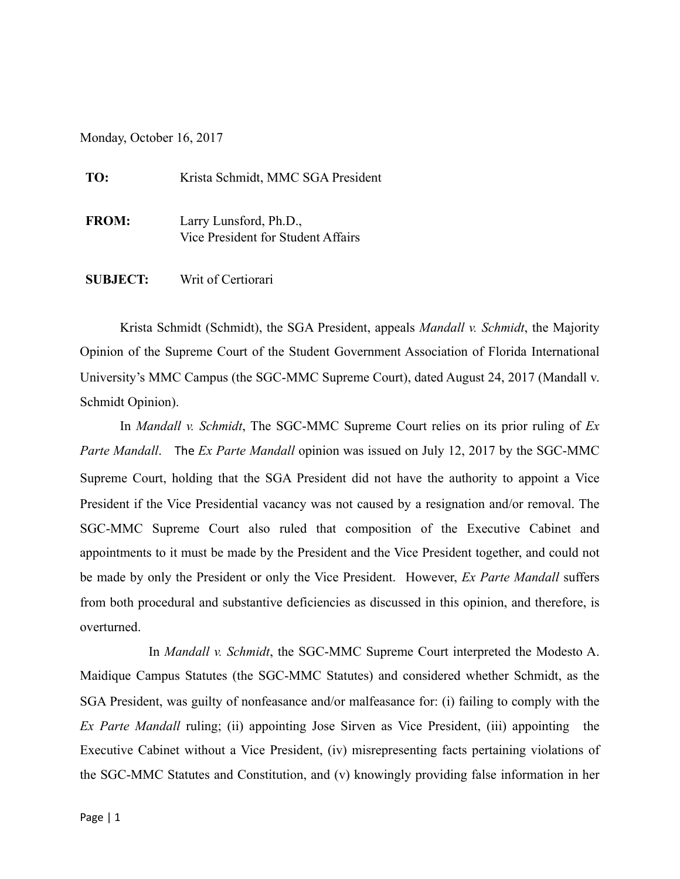Monday, October 16, 2017

**TO:** Krista Schmidt, MMC SGA President

**FROM:** Larry Lunsford, Ph.D.,
Vice President for Student Affairs

**SUBJECT:** Writ of Certiorari

Krista Schmidt (Schmidt), the SGA President, appeals *Mandall v. Schmidt*, the Majority Opinion of the Supreme Court of the Student Government Association of Florida International University's MMC Campus (the SGC-MMC Supreme Court), dated August 24, 2017 (Mandall v. Schmidt Opinion).

In *Mandall v. Schmidt*, The SGC-MMC Supreme Court relies on its prior ruling of *Ex Parte Mandall*. The *Ex Parte Mandall* opinion was issued on July 12, 2017 by the SGC-MMC Supreme Court, holding that the SGA President did not have the authority to appoint a Vice President if the Vice Presidential vacancy was not caused by a resignation and/or removal. The SGC-MMC Supreme Court also ruled that composition of the Executive Cabinet and appointments to it must be made by the President and the Vice President together, and could not be made by only the President or only the Vice President. However, *Ex Parte Mandall* suffers from both procedural and substantive deficiencies as discussed in this opinion, and therefore, is overturned.

In *Mandall v. Schmidt*, the SGC-MMC Supreme Court interpreted the Modesto A. Maidique Campus Statutes (the SGC-MMC Statutes) and considered whether Schmidt, as the SGA President, was guilty of nonfeasance and/or malfeasance for: (i) failing to comply with the *Ex Parte Mandall* ruling; (ii) appointing Jose Sirven as Vice President, (iii) appointing the Executive Cabinet without a Vice President, (iv) misrepresenting facts pertaining violations of the SGC-MMC Statutes and Constitution, and (v) knowingly providing false information in her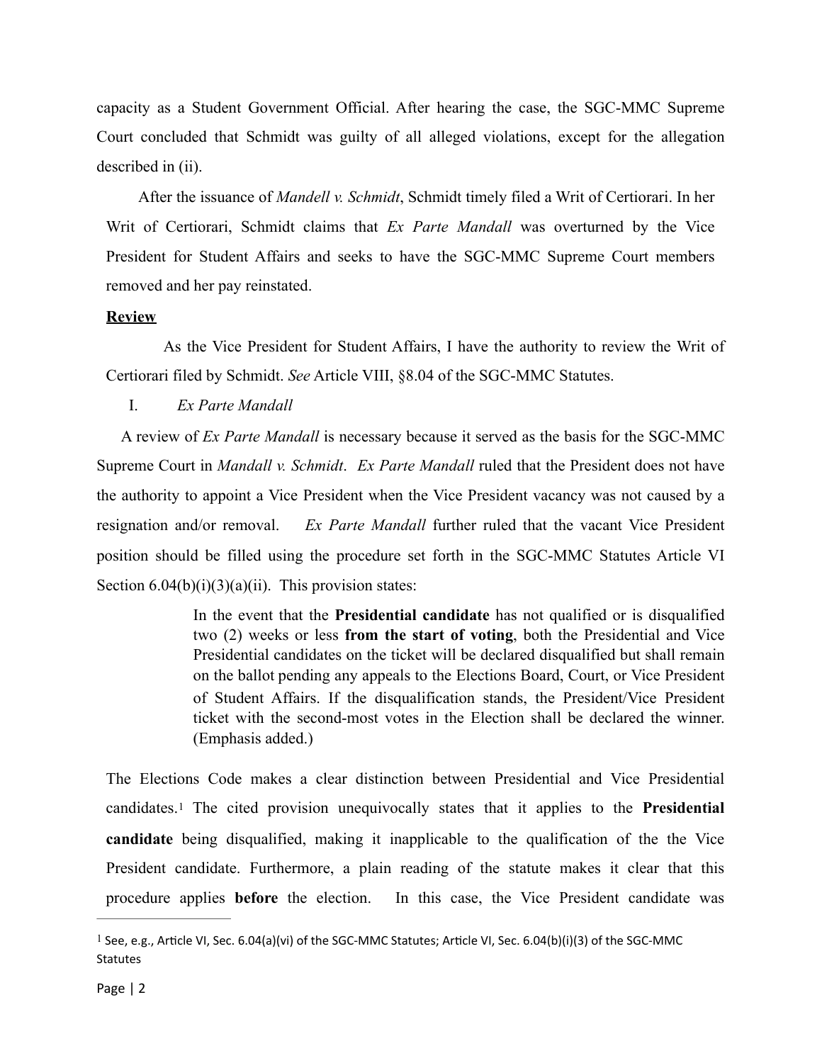capacity as a Student Government Official. After hearing the case, the SGC-MMC Supreme Court concluded that Schmidt was guilty of all alleged violations, except for the allegation described in (ii).

After the issuance of *Mandell v. Schmidt*, Schmidt timely filed a Writ of Certiorari. In her Writ of Certiorari, Schmidt claims that *Ex Parte Mandall* was overturned by the Vice President for Student Affairs and seeks to have the SGC-MMC Supreme Court members removed and her pay reinstated.

**Review**

As the Vice President for Student Affairs, I have the authority to review the Writ of Certiorari filed by Schmidt. *See* Article VIII, §8.04 of the SGC-MMC Statutes.

I. *Ex Parte Mandall*

A review of *Ex Parte Mandall* is necessary because it served as the basis for the SGC-MMC Supreme Court in *Mandall v. Schmidt*. *Ex Parte Mandall* ruled that the President does not have the authority to appoint a Vice President when the Vice President vacancy was not caused by a resignation and/or removal. *Ex Parte Mandall* further ruled that the vacant Vice President position should be filled using the procedure set forth in the SGC-MMC Statutes Article VI Section 6.04(b)(i)(3)(a)(ii). This provision states:

> In the event that the **Presidential candidate** has not qualified or is disqualified two (2) weeks or less **from the start of voting**, both the Presidential and Vice Presidential candidates on the ticket will be declared disqualified but shall remain on the ballot pending any appeals to the Elections Board, Court, or Vice President of Student Affairs. If the disqualification stands, the President/Vice President ticket with the second-most votes in the Election shall be declared the winner. (Emphasis added.)

The Elections Code makes a clear distinction between Presidential and Vice Presidential candidates.[1] The cited provision unequivocally states that it applies to the **Presidential candidate** being disqualified, making it inapplicable to the qualification of the the Vice President candidate. Furthermore, a plain reading of the statute makes it clear that this procedure applies **before** the election. In this case, the Vice President candidate was

[1] See, e.g., Article VI, Sec. 6.04(a)(vi) of the SGC-MMC Statutes; Article VI, Sec. 6.04(b)(i)(3) of the SGC-MMC Statutes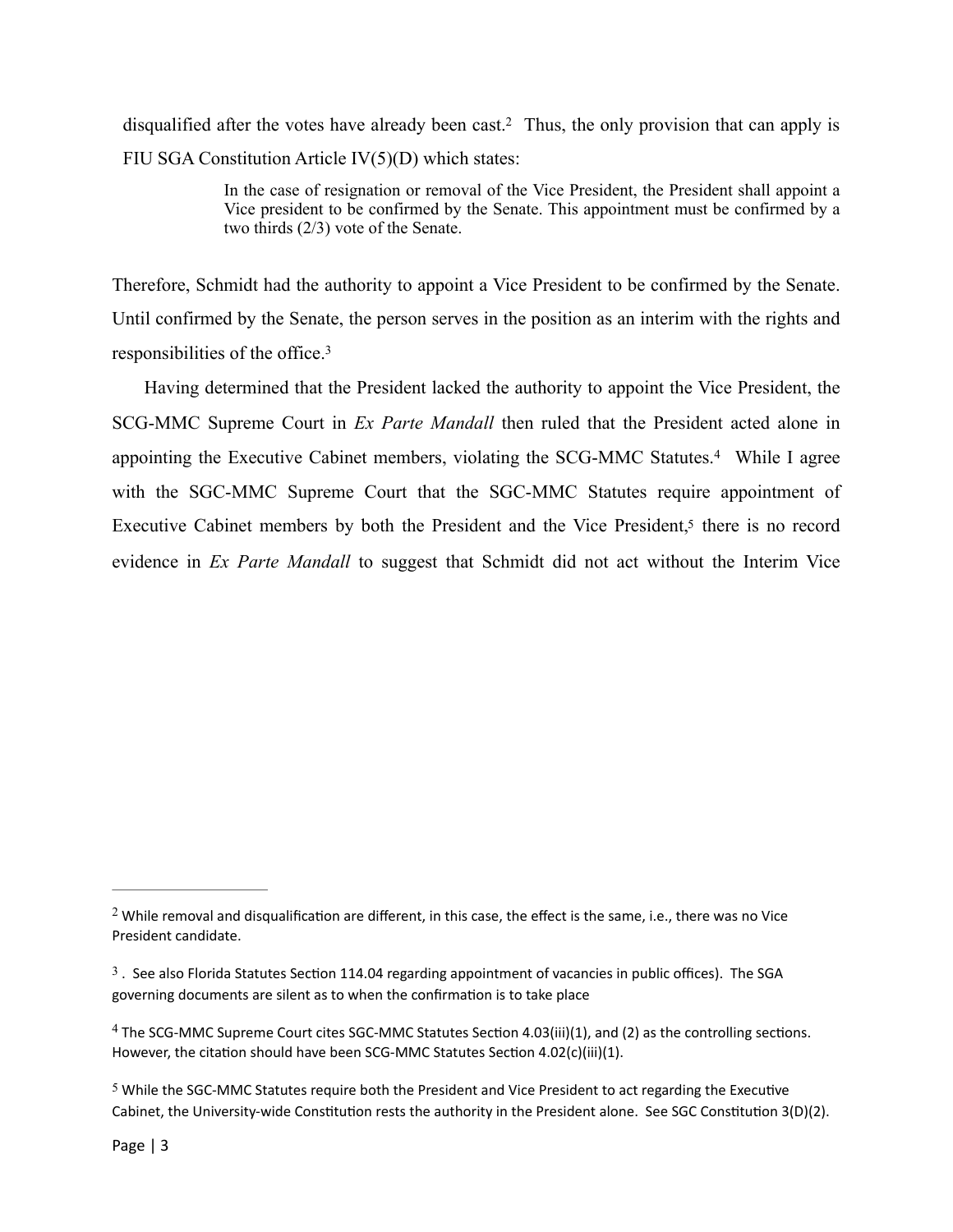disqualified after the votes have already been cast.[2] Thus, the only provision that can apply is FIU SGA Constitution Article IV(5)(D) which states:

> In the case of resignation or removal of the Vice President, the President shall appoint a Vice president to be confirmed by the Senate. This appointment must be confirmed by a two thirds (2/3) vote of the Senate.

Therefore, Schmidt had the authority to appoint a Vice President to be confirmed by the Senate. Until confirmed by the Senate, the person serves in the position as an interim with the rights and responsibilities of the office.[3]

Having determined that the President lacked the authority to appoint the Vice President, the SCG-MMC Supreme Court in *Ex Parte Mandall* then ruled that the President acted alone in appointing the Executive Cabinet members, violating the SCG-MMC Statutes.[4] While I agree with the SGC-MMC Supreme Court that the SGC-MMC Statutes require appointment of Executive Cabinet members by both the President and the Vice President,[5] there is no record evidence in *Ex Parte Mandall* to suggest that Schmidt did not act without the Interim Vice

---

[2] While removal and disqualification are different, in this case, the effect is the same, i.e., there was no Vice President candidate.

[3] . See also Florida Statutes Section 114.04 regarding appointment of vacancies in public offices). The SGA governing documents are silent as to when the confirmation is to take place

[4] The SCG-MMC Supreme Court cites SGC-MMC Statutes Section 4.03(iii)(1), and (2) as the controlling sections. However, the citation should have been SCG-MMC Statutes Section 4.02(c)(iii)(1).

[5] While the SGC-MMC Statutes require both the President and Vice President to act regarding the Executive Cabinet, the University-wide Constitution rests the authority in the President alone. See SGC Constitution 3(D)(2).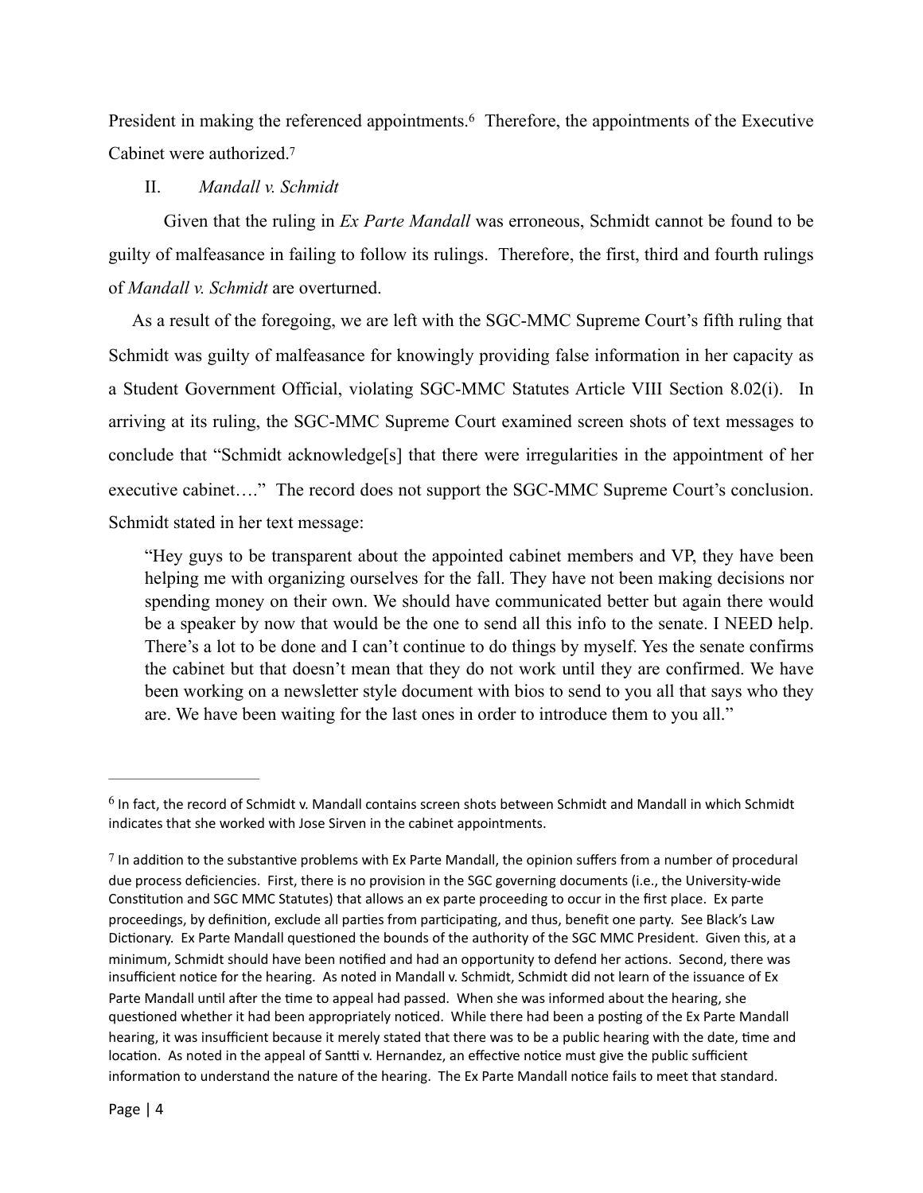President in making the referenced appointments.[6] Therefore, the appointments of the Executive Cabinet were authorized.[7]

II. *Mandall v. Schmidt*

Given that the ruling in *Ex Parte Mandall* was erroneous, Schmidt cannot be found to be guilty of malfeasance in failing to follow its rulings. Therefore, the first, third and fourth rulings of *Mandall v. Schmidt* are overturned.

As a result of the foregoing, we are left with the SGC-MMC Supreme Court's fifth ruling that Schmidt was guilty of malfeasance for knowingly providing false information in her capacity as a Student Government Official, violating SGC-MMC Statutes Article VIII Section 8.02(i). In arriving at its ruling, the SGC-MMC Supreme Court examined screen shots of text messages to conclude that "Schmidt acknowledge[s] that there were irregularities in the appointment of her executive cabinet…." The record does not support the SGC-MMC Supreme Court's conclusion. Schmidt stated in her text message:

> "Hey guys to be transparent about the appointed cabinet members and VP, they have been helping me with organizing ourselves for the fall. They have not been making decisions nor spending money on their own. We should have communicated better but again there would be a speaker by now that would be the one to send all this info to the senate. I NEED help. There's a lot to be done and I can't continue to do things by myself. Yes the senate confirms the cabinet but that doesn't mean that they do not work until they are confirmed. We have been working on a newsletter style document with bios to send to you all that says who they are. We have been waiting for the last ones in order to introduce them to you all."

---

[6] In fact, the record of Schmidt v. Mandall contains screen shots between Schmidt and Mandall in which Schmidt indicates that she worked with Jose Sirven in the cabinet appointments.

[7] In addition to the substantive problems with Ex Parte Mandall, the opinion suffers from a number of procedural due process deficiencies. First, there is no provision in the SGC governing documents (i.e., the University-wide Constitution and SGC MMC Statutes) that allows an ex parte proceeding to occur in the first place. Ex parte proceedings, by definition, exclude all parties from participating, and thus, benefit one party. See Black's Law Dictionary. Ex Parte Mandall questioned the bounds of the authority of the SGC MMC President. Given this, at a minimum, Schmidt should have been notified and had an opportunity to defend her actions. Second, there was insufficient notice for the hearing. As noted in Mandall v. Schmidt, Schmidt did not learn of the issuance of Ex Parte Mandall until after the time to appeal had passed. When she was informed about the hearing, she questioned whether it had been appropriately noticed. While there had been a posting of the Ex Parte Mandall hearing, it was insufficient because it merely stated that there was to be a public hearing with the date, time and location. As noted in the appeal of Santti v. Hernandez, an effective notice must give the public sufficient information to understand the nature of the hearing. The Ex Parte Mandall notice fails to meet that standard.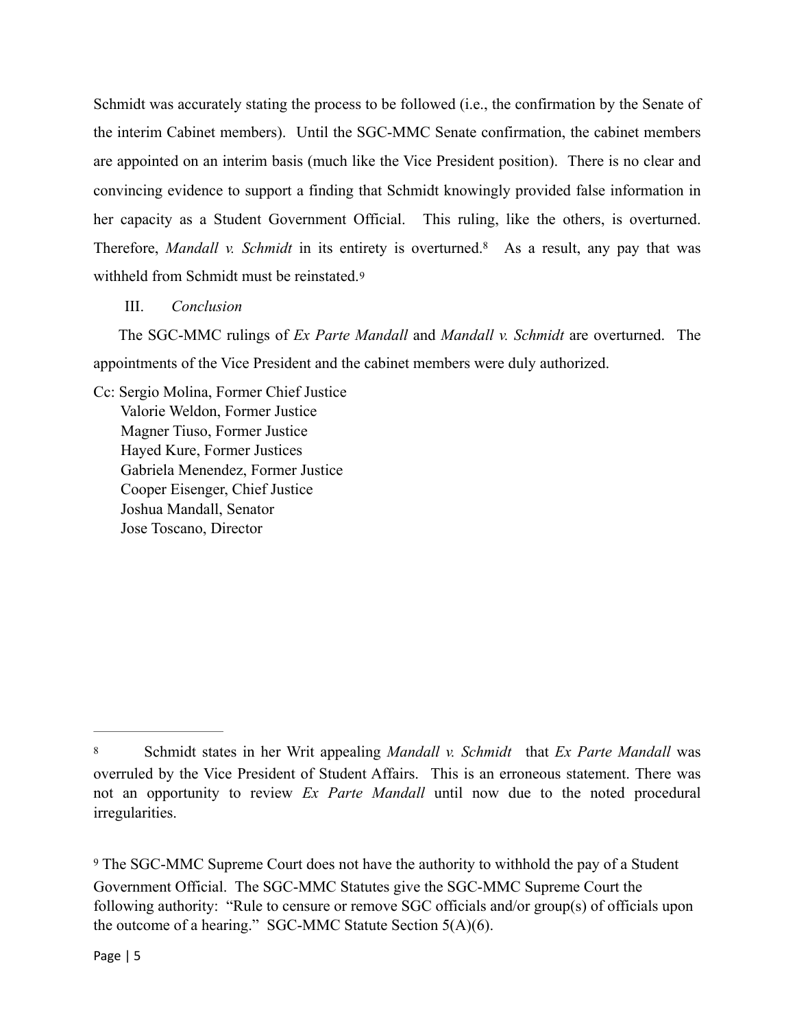Schmidt was accurately stating the process to be followed (i.e., the confirmation by the Senate of the interim Cabinet members). Until the SGC-MMC Senate confirmation, the cabinet members are appointed on an interim basis (much like the Vice President position). There is no clear and convincing evidence to support a finding that Schmidt knowingly provided false information in her capacity as a Student Government Official. This ruling, like the others, is overturned. Therefore, *Mandall v. Schmidt* in its entirety is overturned.[8] As a result, any pay that was withheld from Schmidt must be reinstated.[9]

III. *Conclusion*

The SGC-MMC rulings of *Ex Parte Mandall* and *Mandall v. Schmidt* are overturned. The appointments of the Vice President and the cabinet members were duly authorized.

Cc: Sergio Molina, Former Chief Justice
Valorie Weldon, Former Justice
Magner Tiuso, Former Justice
Hayed Kure, Former Justices
Gabriela Menendez, Former Justice
Cooper Eisenger, Chief Justice
Joshua Mandall, Senator
Jose Toscano, Director

---

[8] Schmidt states in her Writ appealing *Mandall v. Schmidt* that *Ex Parte Mandall* was overruled by the Vice President of Student Affairs. This is an erroneous statement. There was not an opportunity to review *Ex Parte Mandall* until now due to the noted procedural irregularities.

[9] The SGC-MMC Supreme Court does not have the authority to withhold the pay of a Student Government Official. The SGC-MMC Statutes give the SGC-MMC Supreme Court the following authority: "Rule to censure or remove SGC officials and/or group(s) of officials upon the outcome of a hearing." SGC-MMC Statute Section 5(A)(6).